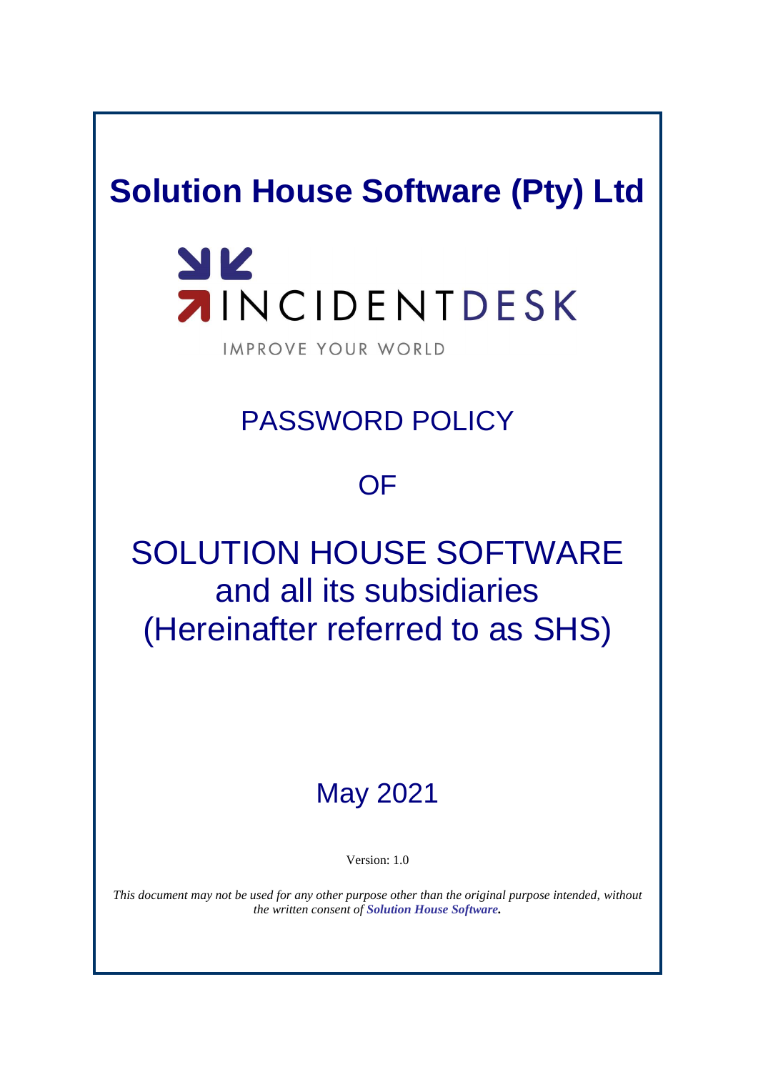# Solution House Software (Pty) Ltd

INCIDENTDESK

IMPROVE YOUR WORLD

## PASSWORD POLICY

## OF

## SOLUTION HOUSE SOFTWARE and all its subsidiaries (Hereinafter referred to as SHS)

May 2021

Version: 1.0

*This document may not be used for any other purpose other than the original purpose intended, without the written consent of **Solution House Software.***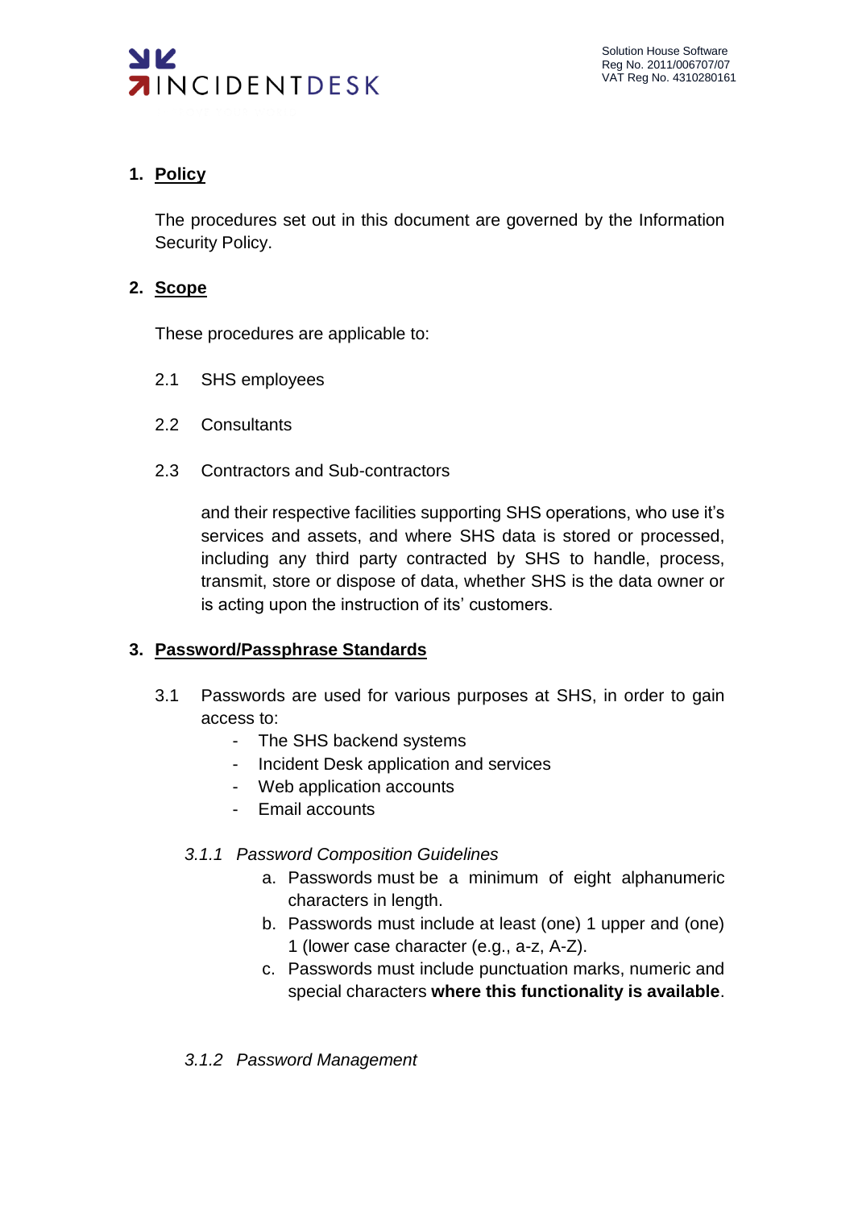## 1. Policy

The procedures set out in this document are governed by the Information Security Policy.

## 2. Scope

These procedures are applicable to:

2.1 SHS employees

2.2 Consultants

2.3 Contractors and Sub-contractors

and their respective facilities supporting SHS operations, who use it's services and assets, and where SHS data is stored or processed, including any third party contracted by SHS to handle, process, transmit, store or dispose of data, whether SHS is the data owner or is acting upon the instruction of its' customers.

## 3. Password/Passphrase Standards

3.1 Passwords are used for various purposes at SHS, in order to gain access to:

- The SHS backend systems
- Incident Desk application and services
- Web application accounts
- Email accounts

### *3.1.1 Password Composition Guidelines*

a. Passwords must be a minimum of eight alphanumeric characters in length.

b. Passwords must include at least (one) 1 upper and (one) 1 (lower case character (e.g., a-z, A-Z).

c. Passwords must include punctuation marks, numeric and special characters **where this functionality is available**.

### *3.1.2 Password Management*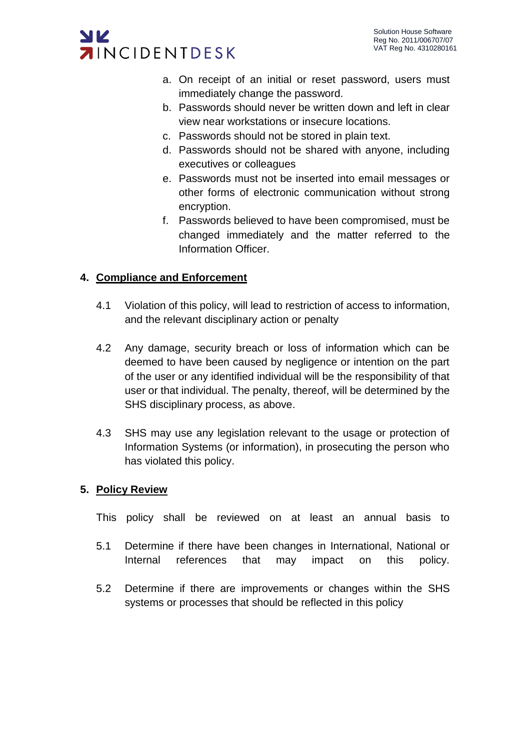a. On receipt of an initial or reset password, users must immediately change the password.
b. Passwords should never be written down and left in clear view near workstations or insecure locations.
c. Passwords should not be stored in plain text.
d. Passwords should not be shared with anyone, including executives or colleagues
e. Passwords must not be inserted into email messages or other forms of electronic communication without strong encryption.
f. Passwords believed to have been compromised, must be changed immediately and the matter referred to the Information Officer.

## 4. Compliance and Enforcement

4.1 Violation of this policy, will lead to restriction of access to information, and the relevant disciplinary action or penalty

4.2 Any damage, security breach or loss of information which can be deemed to have been caused by negligence or intention on the part of the user or any identified individual will be the responsibility of that user or that individual. The penalty, thereof, will be determined by the SHS disciplinary process, as above.

4.3 SHS may use any legislation relevant to the usage or protection of Information Systems (or information), in prosecuting the person who has violated this policy.

## 5. Policy Review

This policy shall be reviewed on at least an annual basis to

5.1 Determine if there have been changes in International, National or Internal references that may impact on this policy.

5.2 Determine if there are improvements or changes within the SHS systems or processes that should be reflected in this policy